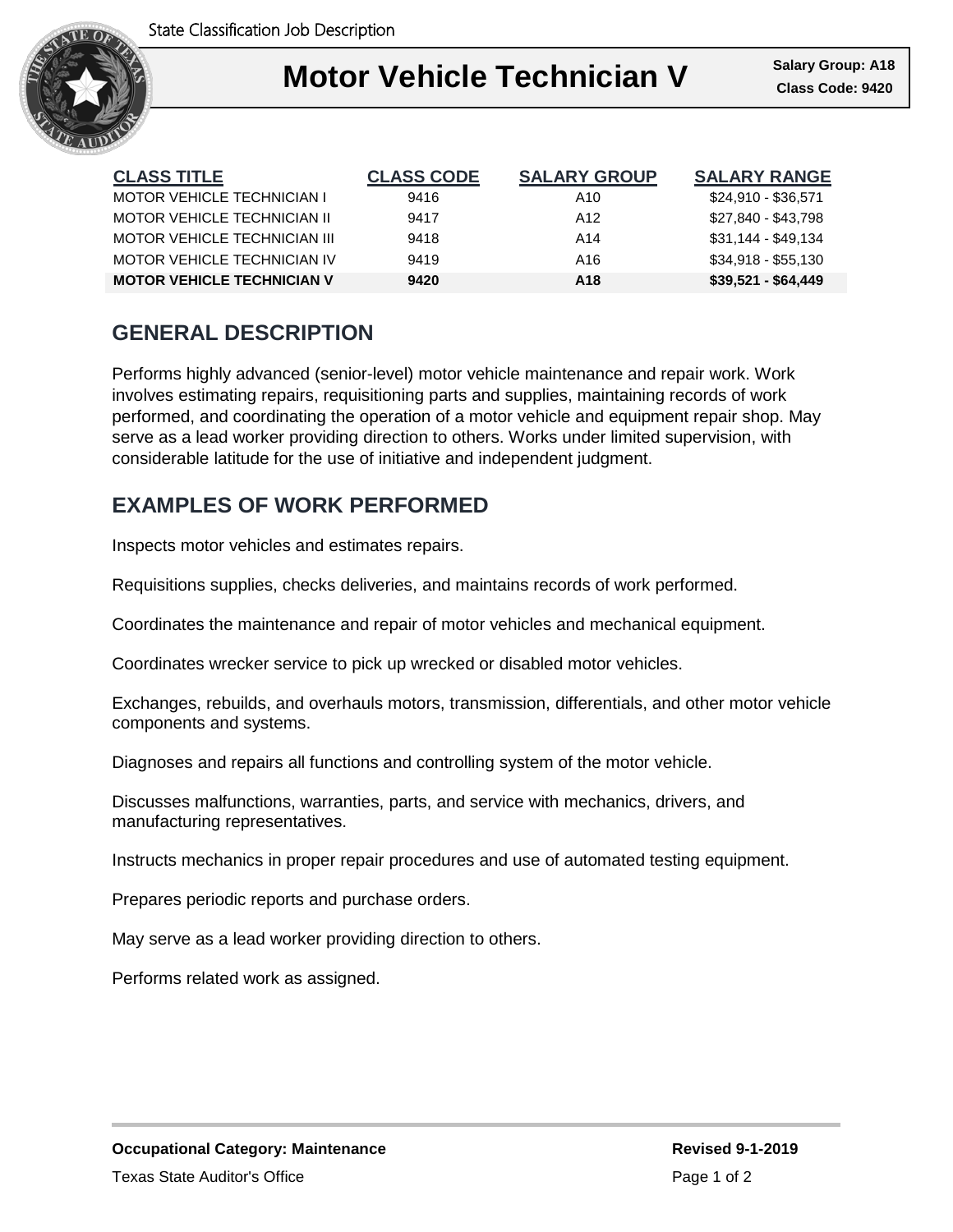State Classification Job Description

# Motor Vehicle Technician V

**Salary Group: A18**
**Class Code: 9420**

| CLASS TITLE | CLASS CODE | SALARY GROUP | SALARY RANGE |
|---|---|---|---|
| MOTOR VEHICLE TECHNICIAN I | 9416 | A10 | $24,910 - $36,571 |
| MOTOR VEHICLE TECHNICIAN II | 9417 | A12 | $27,840 - $43,798 |
| MOTOR VEHICLE TECHNICIAN III | 9418 | A14 | $31,144 - $49,134 |
| MOTOR VEHICLE TECHNICIAN IV | 9419 | A16 | $34,918 - $55,130 |
| **MOTOR VEHICLE TECHNICIAN V** | **9420** | **A18** | **$39,521 - $64,449** |

## GENERAL DESCRIPTION

Performs highly advanced (senior-level) motor vehicle maintenance and repair work. Work involves estimating repairs, requisitioning parts and supplies, maintaining records of work performed, and coordinating the operation of a motor vehicle and equipment repair shop. May serve as a lead worker providing direction to others. Works under limited supervision, with considerable latitude for the use of initiative and independent judgment.

## EXAMPLES OF WORK PERFORMED

Inspects motor vehicles and estimates repairs.

Requisitions supplies, checks deliveries, and maintains records of work performed.

Coordinates the maintenance and repair of motor vehicles and mechanical equipment.

Coordinates wrecker service to pick up wrecked or disabled motor vehicles.

Exchanges, rebuilds, and overhauls motors, transmission, differentials, and other motor vehicle components and systems.

Diagnoses and repairs all functions and controlling system of the motor vehicle.

Discusses malfunctions, warranties, parts, and service with mechanics, drivers, and manufacturing representatives.

Instructs mechanics in proper repair procedures and use of automated testing equipment.

Prepares periodic reports and purchase orders.

May serve as a lead worker providing direction to others.

Performs related work as assigned.

**Occupational Category: Maintenance**

**Revised 9-1-2019**

Texas State Auditor's Office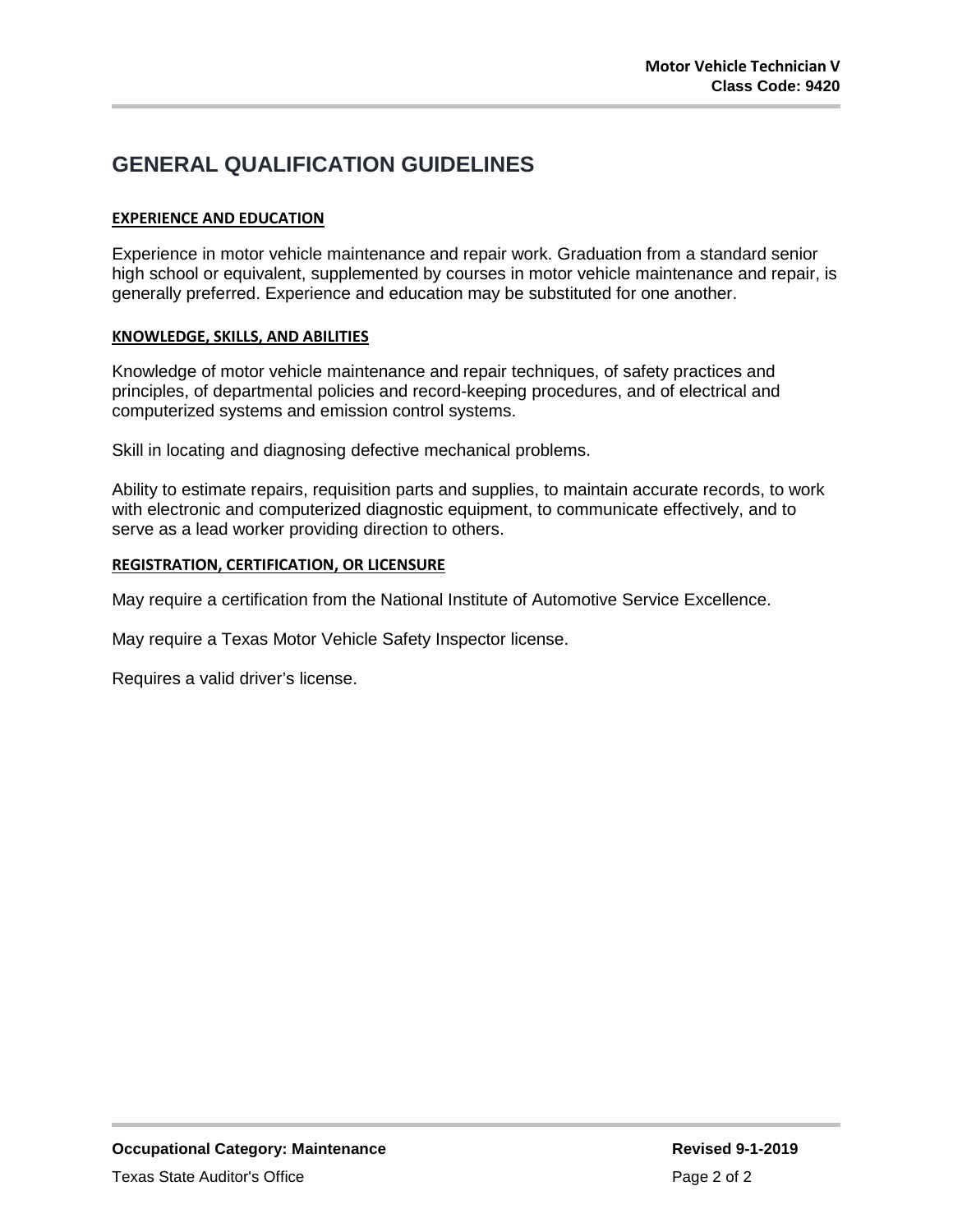## GENERAL QUALIFICATION GUIDELINES

### EXPERIENCE AND EDUCATION

Experience in motor vehicle maintenance and repair work. Graduation from a standard senior high school or equivalent, supplemented by courses in motor vehicle maintenance and repair, is generally preferred. Experience and education may be substituted for one another.

### KNOWLEDGE, SKILLS, AND ABILITIES

Knowledge of motor vehicle maintenance and repair techniques, of safety practices and principles, of departmental policies and record-keeping procedures, and of electrical and computerized systems and emission control systems.

Skill in locating and diagnosing defective mechanical problems.

Ability to estimate repairs, requisition parts and supplies, to maintain accurate records, to work with electronic and computerized diagnostic equipment, to communicate effectively, and to serve as a lead worker providing direction to others.

### REGISTRATION, CERTIFICATION, OR LICENSURE

May require a certification from the National Institute of Automotive Service Excellence.

May require a Texas Motor Vehicle Safety Inspector license.

Requires a valid driver's license.